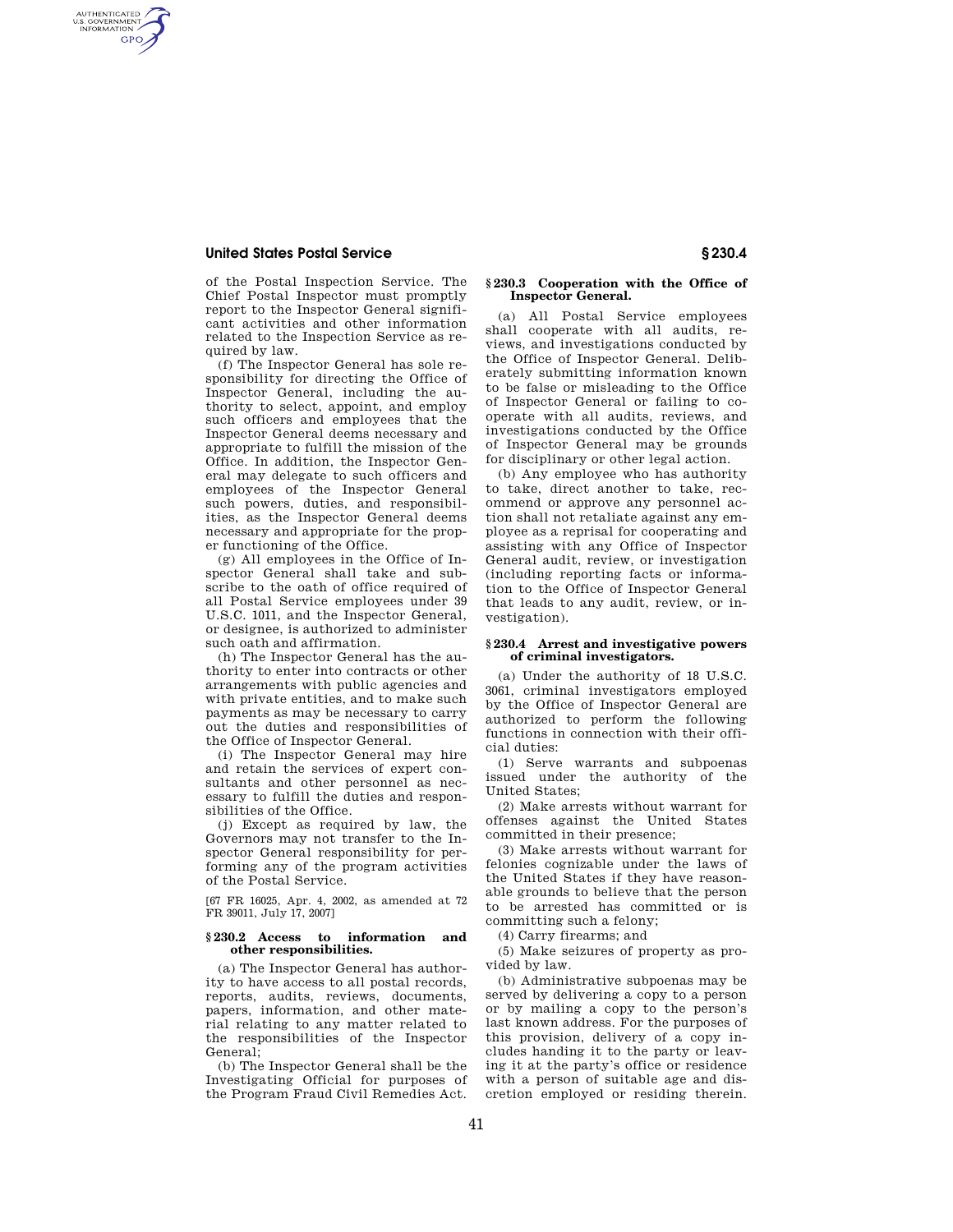of the Postal Inspection Service. The Chief Postal Inspector must promptly report to the Inspector General significant activities and other information related to the Inspection Service as required by law.

(f) The Inspector General has sole responsibility for directing the Office of Inspector General, including the authority to select, appoint, and employ such officers and employees that the Inspector General deems necessary and appropriate to fulfill the mission of the Office. In addition, the Inspector General may delegate to such officers and employees of the Inspector General such powers, duties, and responsibilities, as the Inspector General deems necessary and appropriate for the proper functioning of the Office.

(g) All employees in the Office of Inspector General shall take and subscribe to the oath of office required of all Postal Service employees under 39 U.S.C. 1011, and the Inspector General, or designee, is authorized to administer such oath and affirmation.

(h) The Inspector General has the authority to enter into contracts or other arrangements with public agencies and with private entities, and to make such payments as may be necessary to carry out the duties and responsibilities of the Office of Inspector General.

(i) The Inspector General may hire and retain the services of expert consultants and other personnel as necessary to fulfill the duties and responsibilities of the Office.

(j) Except as required by law, the Governors may not transfer to the Inspector General responsibility for performing any of the program activities of the Postal Service.

[67 FR 16025, Apr. 4, 2002, as amended at 72 FR 39011, July 17, 2007]

### § 230.2 Access to information and other responsibilities.

(a) The Inspector General has authority to have access to all postal records, reports, audits, reviews, documents, papers, information, and other material relating to any matter related to the responsibilities of the Inspector General;

(b) The Inspector General shall be the Investigating Official for purposes of the Program Fraud Civil Remedies Act.

### § 230.3 Cooperation with the Office of Inspector General.

(a) All Postal Service employees shall cooperate with all audits, reviews, and investigations conducted by the Office of Inspector General. Deliberately submitting information known to be false or misleading to the Office of Inspector General or failing to cooperate with all audits, reviews, and investigations conducted by the Office of Inspector General may be grounds for disciplinary or other legal action.

(b) Any employee who has authority to take, direct another to take, recommend or approve any personnel action shall not retaliate against any employee as a reprisal for cooperating and assisting with any Office of Inspector General audit, review, or investigation (including reporting facts or information to the Office of Inspector General that leads to any audit, review, or investigation).

### § 230.4 Arrest and investigative powers of criminal investigators.

(a) Under the authority of 18 U.S.C. 3061, criminal investigators employed by the Office of Inspector General are authorized to perform the following functions in connection with their official duties:

(1) Serve warrants and subpoenas issued under the authority of the United States;

(2) Make arrests without warrant for offenses against the United States committed in their presence;

(3) Make arrests without warrant for felonies cognizable under the laws of the United States if they have reasonable grounds to believe that the person to be arrested has committed or is committing such a felony;

(4) Carry firearms; and

(5) Make seizures of property as provided by law.

(b) Administrative subpoenas may be served by delivering a copy to a person or by mailing a copy to the person's last known address. For the purposes of this provision, delivery of a copy includes handing it to the party or leaving it at the party's office or residence with a person of suitable age and discretion employed or residing therein.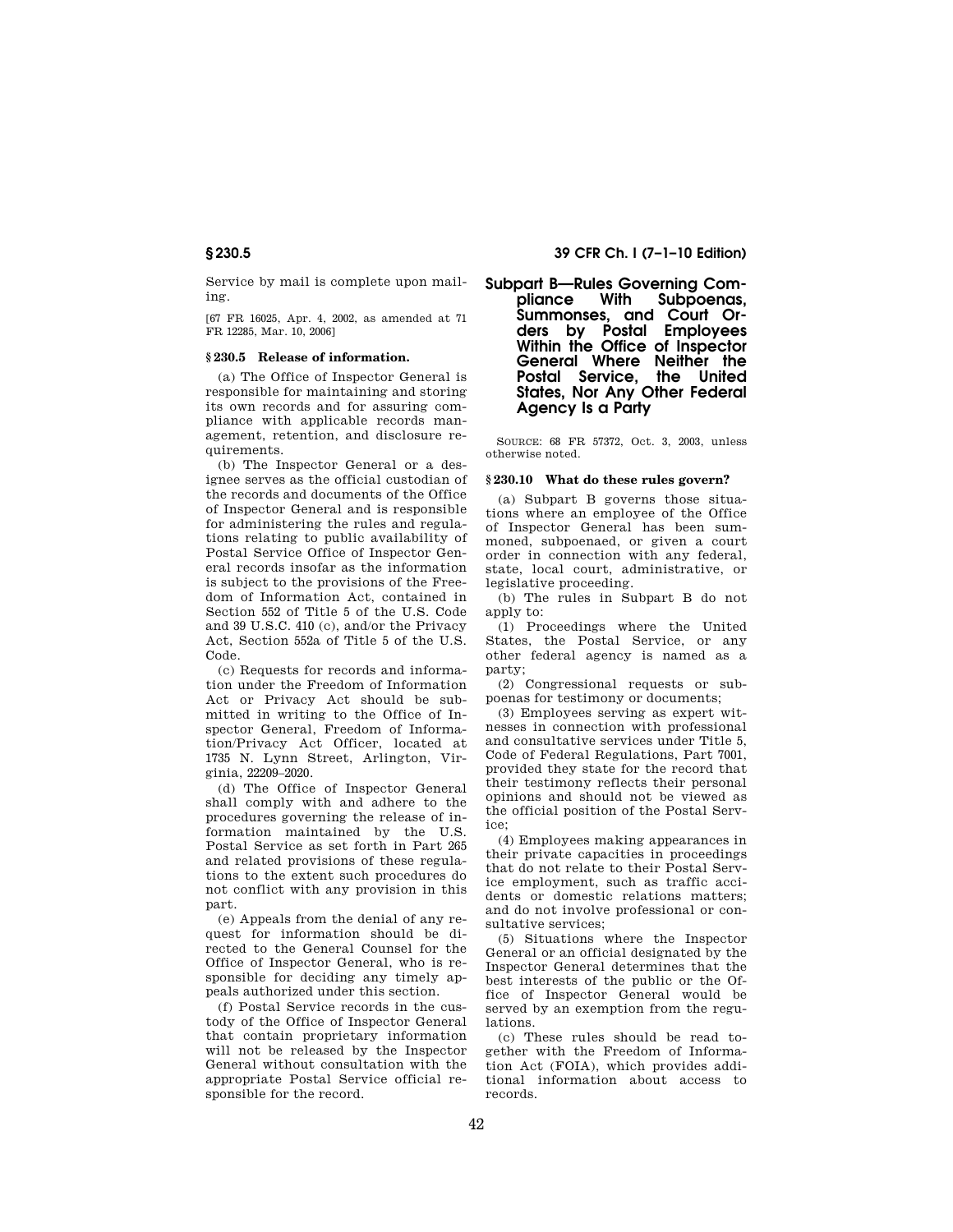Service by mail is complete upon mailing.

[67 FR 16025, Apr. 4, 2002, as amended at 71 FR 12285, Mar. 10, 2006]

### § 230.5 Release of information.

(a) The Office of Inspector General is responsible for maintaining and storing its own records and for assuring compliance with applicable records management, retention, and disclosure requirements.

(b) The Inspector General or a designee serves as the official custodian of the records and documents of the Office of Inspector General and is responsible for administering the rules and regulations relating to public availability of Postal Service Office of Inspector General records insofar as the information is subject to the provisions of the Freedom of Information Act, contained in Section 552 of Title 5 of the U.S. Code and 39 U.S.C. 410 (c), and/or the Privacy Act, Section 552a of Title 5 of the U.S. Code.

(c) Requests for records and information under the Freedom of Information Act or Privacy Act should be submitted in writing to the Office of Inspector General, Freedom of Information/Privacy Act Officer, located at 1735 N. Lynn Street, Arlington, Virginia, 22209–2020.

(d) The Office of Inspector General shall comply with and adhere to the procedures governing the release of information maintained by the U.S. Postal Service as set forth in Part 265 and related provisions of these regulations to the extent such procedures do not conflict with any provision in this part.

(e) Appeals from the denial of any request for information should be directed to the General Counsel for the Office of Inspector General, who is responsible for deciding any timely appeals authorized under this section.

(f) Postal Service records in the custody of the Office of Inspector General that contain proprietary information will not be released by the Inspector General without consultation with the appropriate Postal Service official responsible for the record.

## Subpart B—Rules Governing Compliance With Subpoenas, Summonses, and Court Orders by Postal Employees Within the Office of Inspector General Where Neither the Postal Service, the United States, Nor Any Other Federal Agency Is a Party

SOURCE: 68 FR 57372, Oct. 3, 2003, unless otherwise noted.

### § 230.10 What do these rules govern?

(a) Subpart B governs those situations where an employee of the Office of Inspector General has been summoned, subpoenaed, or given a court order in connection with any federal, state, local court, administrative, or legislative proceeding.

(b) The rules in Subpart B do not apply to:

(1) Proceedings where the United States, the Postal Service, or any other federal agency is named as a party;

(2) Congressional requests or subpoenas for testimony or documents;

(3) Employees serving as expert witnesses in connection with professional and consultative services under Title 5, Code of Federal Regulations, Part 7001, provided they state for the record that their testimony reflects their personal opinions and should not be viewed as the official position of the Postal Service;

(4) Employees making appearances in their private capacities in proceedings that do not relate to their Postal Service employment, such as traffic accidents or domestic relations matters; and do not involve professional or consultative services;

(5) Situations where the Inspector General or an official designated by the Inspector General determines that the best interests of the public or the Office of Inspector General would be served by an exemption from the regulations.

(c) These rules should be read together with the Freedom of Information Act (FOIA), which provides additional information about access to records.